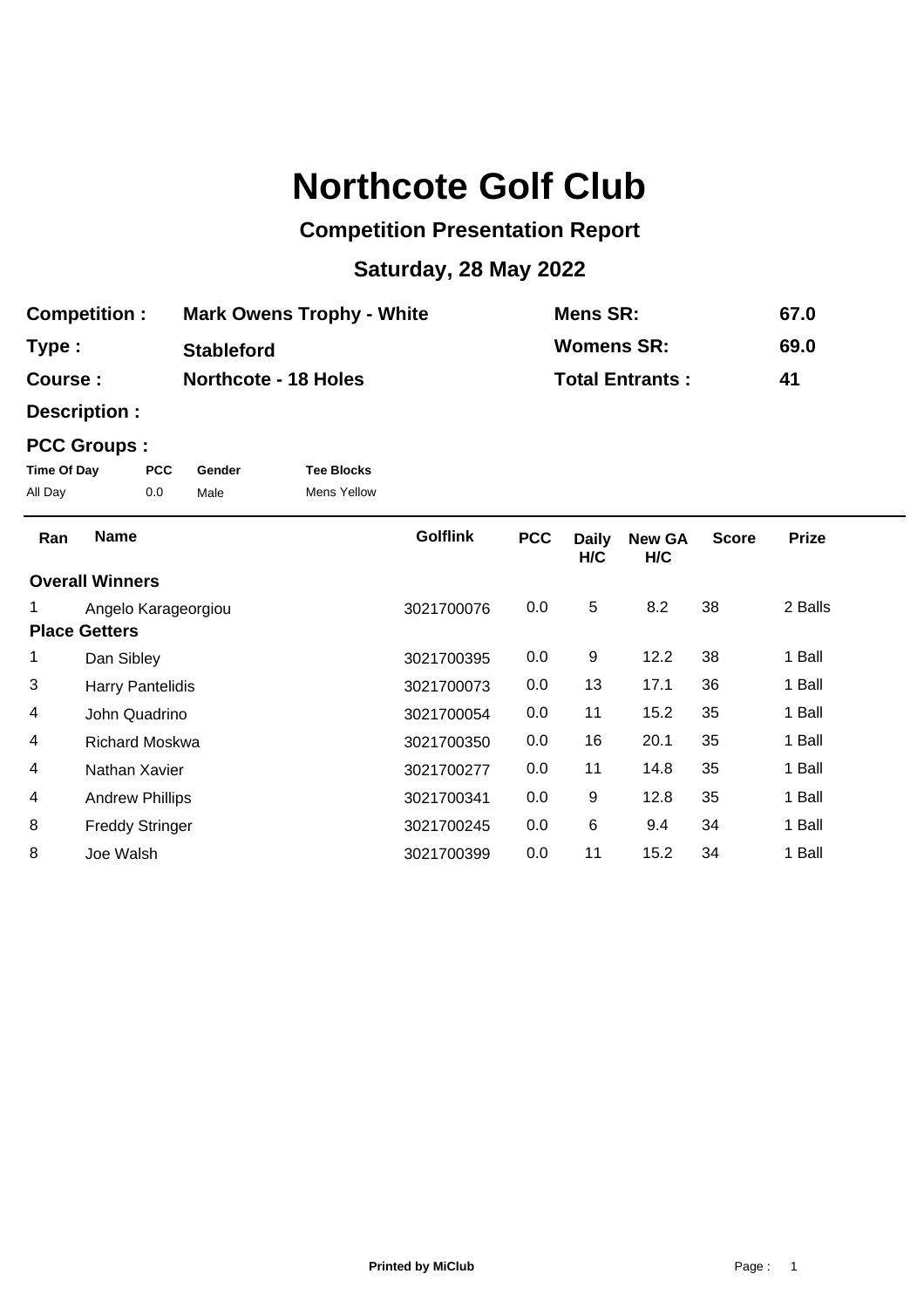# Northcote Golf Club

## Competition Presentation Report

## Saturday, 28 May 2022

| | | | |
|---|---|---|---|
| **Competition :** | **Mark Owens Trophy - White** | **Mens SR:** | **67.0** |
| **Type :** | **Stableford** | **Womens SR:** | **69.0** |
| **Course :** | **Northcote - 18 Holes** | **Total Entrants :** | **41** |
| **Description :** | | | |

**PCC Groups :**

| Time Of Day | PCC | Gender | Tee Blocks |
|---|---|---|---|
| All Day | 0.0 | Male | Mens Yellow |

| Ran | Name | Golflink | PCC | Daily H/C | New GA H/C | Score | Prize |
|---|---|---|---|---|---|---|---|
| **Overall Winners** | | | | | | | |
| 1 | Angelo Karageorgiou | 3021700076 | 0.0 | 5 | 8.2 | 38 | 2 Balls |
| **Place Getters** | | | | | | | |
| 1 | Dan Sibley | 3021700395 | 0.0 | 9 | 12.2 | 38 | 1 Ball |
| 3 | Harry Pantelidis | 3021700073 | 0.0 | 13 | 17.1 | 36 | 1 Ball |
| 4 | John Quadrino | 3021700054 | 0.0 | 11 | 15.2 | 35 | 1 Ball |
| 4 | Richard Moskwa | 3021700350 | 0.0 | 16 | 20.1 | 35 | 1 Ball |
| 4 | Nathan Xavier | 3021700277 | 0.0 | 11 | 14.8 | 35 | 1 Ball |
| 4 | Andrew Phillips | 3021700341 | 0.0 | 9 | 12.8 | 35 | 1 Ball |
| 8 | Freddy Stringer | 3021700245 | 0.0 | 6 | 9.4 | 34 | 1 Ball |
| 8 | Joe Walsh | 3021700399 | 0.0 | 11 | 15.2 | 34 | 1 Ball |

**Printed by MiClub**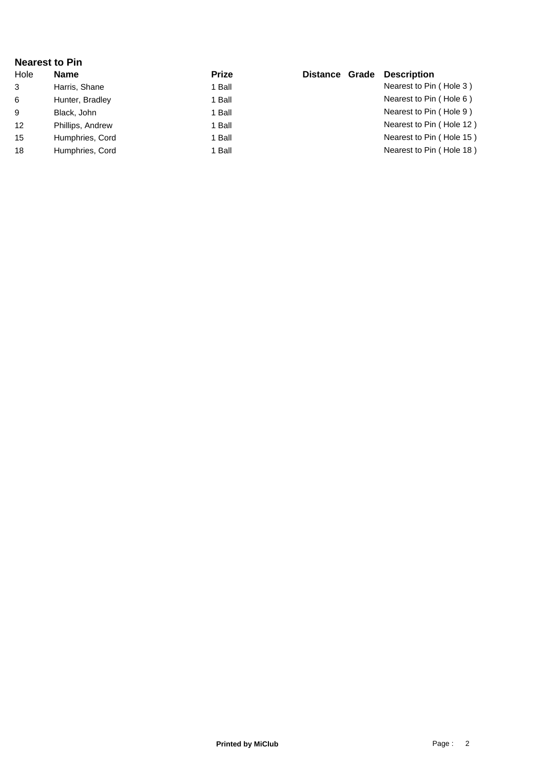## Nearest to Pin

| Hole | Name | Prize | Distance | Grade | Description |
|---|---|---|---|---|---|
| 3 | Harris, Shane | 1 Ball | | | Nearest to Pin ( Hole 3 ) |
| 6 | Hunter, Bradley | 1 Ball | | | Nearest to Pin ( Hole 6 ) |
| 9 | Black, John | 1 Ball | | | Nearest to Pin ( Hole 9 ) |
| 12 | Phillips, Andrew | 1 Ball | | | Nearest to Pin ( Hole 12 ) |
| 15 | Humphries, Cord | 1 Ball | | | Nearest to Pin ( Hole 15 ) |
| 18 | Humphries, Cord | 1 Ball | | | Nearest to Pin ( Hole 18 ) |

**Printed by MiClub**